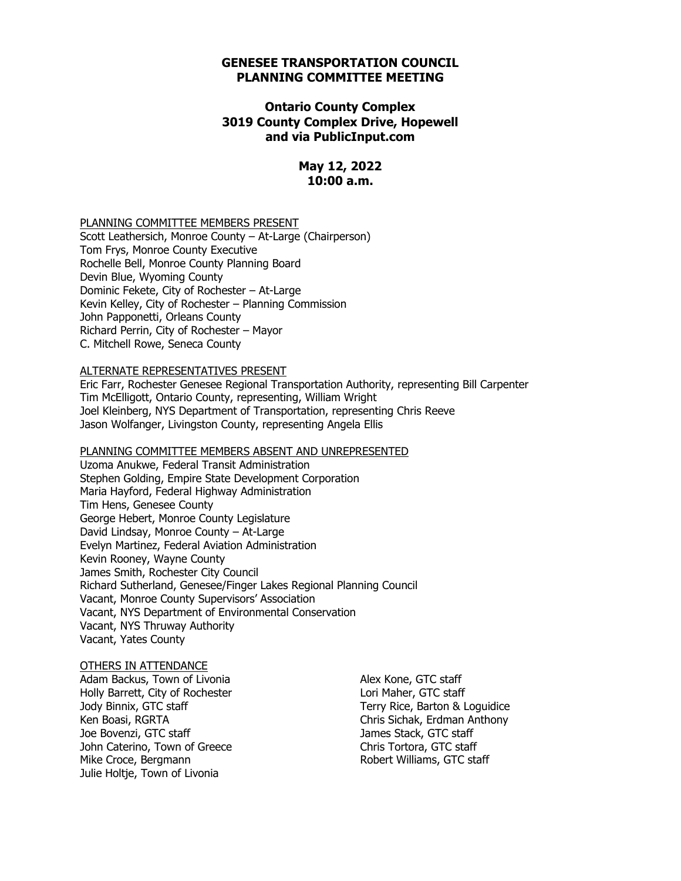# GENESEE TRANSPORTATION COUNCIL
# PLANNING COMMITTEE MEETING

## Ontario County Complex
## 3019 County Complex Drive, Hopewell
## and via PublicInput.com

## May 12, 2022
## 10:00 a.m.

PLANNING COMMITTEE MEMBERS PRESENT

Scott Leathersich, Monroe County – At-Large (Chairperson)
Tom Frys, Monroe County Executive
Rochelle Bell, Monroe County Planning Board
Devin Blue, Wyoming County
Dominic Fekete, City of Rochester – At-Large
Kevin Kelley, City of Rochester – Planning Commission
John Papponetti, Orleans County
Richard Perrin, City of Rochester – Mayor
C. Mitchell Rowe, Seneca County

ALTERNATE REPRESENTATIVES PRESENT

Eric Farr, Rochester Genesee Regional Transportation Authority, representing Bill Carpenter
Tim McElligott, Ontario County, representing, William Wright
Joel Kleinberg, NYS Department of Transportation, representing Chris Reeve
Jason Wolfanger, Livingston County, representing Angela Ellis

PLANNING COMMITTEE MEMBERS ABSENT AND UNREPRESENTED

Uzoma Anukwe, Federal Transit Administration
Stephen Golding, Empire State Development Corporation
Maria Hayford, Federal Highway Administration
Tim Hens, Genesee County
George Hebert, Monroe County Legislature
David Lindsay, Monroe County – At-Large
Evelyn Martinez, Federal Aviation Administration
Kevin Rooney, Wayne County
James Smith, Rochester City Council
Richard Sutherland, Genesee/Finger Lakes Regional Planning Council
Vacant, Monroe County Supervisors' Association
Vacant, NYS Department of Environmental Conservation
Vacant, NYS Thruway Authority
Vacant, Yates County

OTHERS IN ATTENDANCE

Adam Backus, Town of Livonia
Holly Barrett, City of Rochester
Jody Binnix, GTC staff
Ken Boasi, RGRTA
Joe Bovenzi, GTC staff
John Caterino, Town of Greece
Mike Croce, Bergmann
Julie Holtje, Town of Livonia
Alex Kone, GTC staff
Lori Maher, GTC staff
Terry Rice, Barton & Loguidice
Chris Sichak, Erdman Anthony
James Stack, GTC staff
Chris Tortora, GTC staff
Robert Williams, GTC staff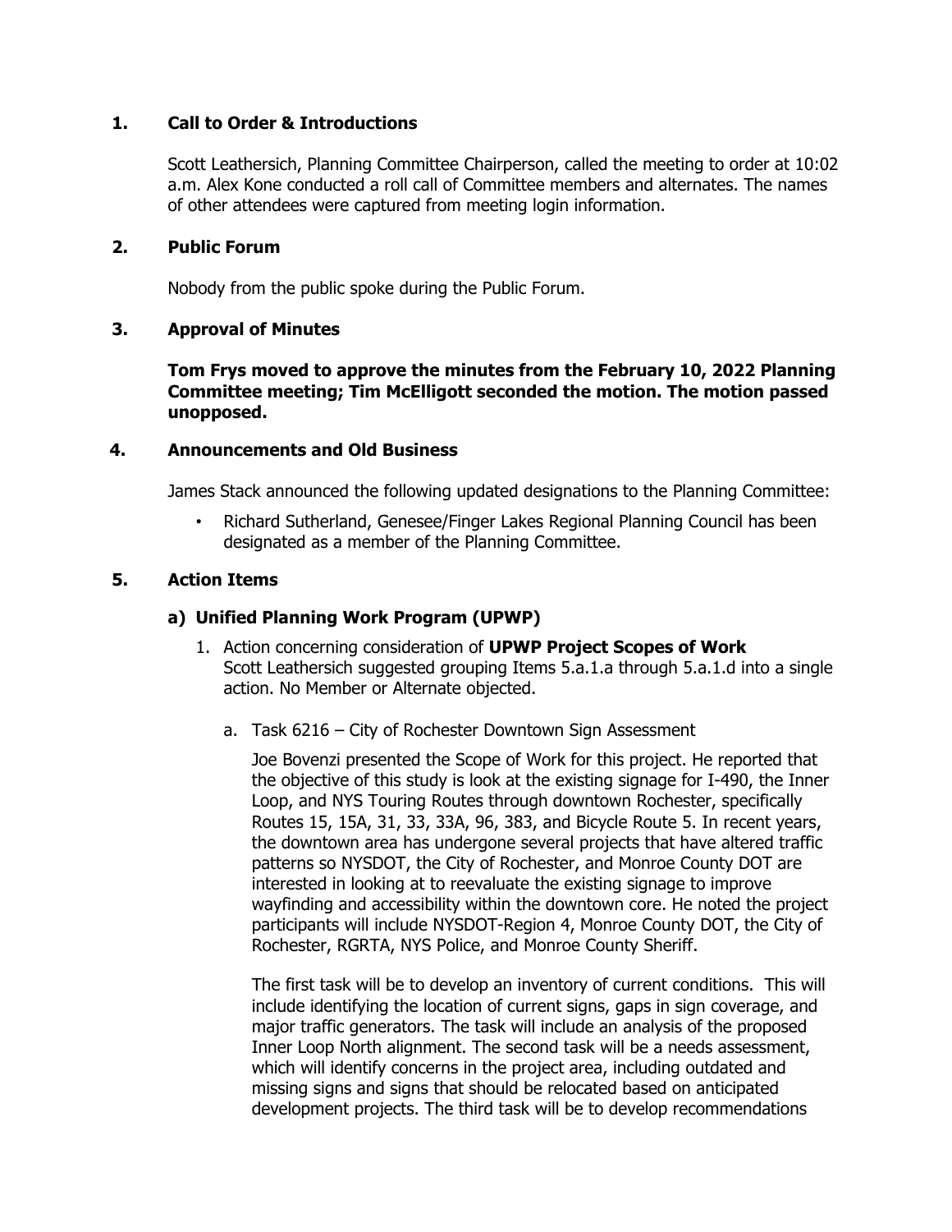## 1. Call to Order & Introductions

Scott Leathersich, Planning Committee Chairperson, called the meeting to order at 10:02 a.m. Alex Kone conducted a roll call of Committee members and alternates. The names of other attendees were captured from meeting login information.

## 2. Public Forum

Nobody from the public spoke during the Public Forum.

## 3. Approval of Minutes

**Tom Frys moved to approve the minutes from the February 10, 2022 Planning Committee meeting; Tim McElligott seconded the motion. The motion passed unopposed.**

## 4. Announcements and Old Business

James Stack announced the following updated designations to the Planning Committee:

- Richard Sutherland, Genesee/Finger Lakes Regional Planning Council has been designated as a member of the Planning Committee.

## 5. Action Items

### a) Unified Planning Work Program (UPWP)

1. Action concerning consideration of **UPWP Project Scopes of Work**
   Scott Leathersich suggested grouping Items 5.a.1.a through 5.a.1.d into a single action. No Member or Alternate objected.

   a. Task 6216 – City of Rochester Downtown Sign Assessment

   Joe Bovenzi presented the Scope of Work for this project. He reported that the objective of this study is look at the existing signage for I-490, the Inner Loop, and NYS Touring Routes through downtown Rochester, specifically Routes 15, 15A, 31, 33, 33A, 96, 383, and Bicycle Route 5. In recent years, the downtown area has undergone several projects that have altered traffic patterns so NYSDOT, the City of Rochester, and Monroe County DOT are interested in looking at to reevaluate the existing signage to improve wayfinding and accessibility within the downtown core. He noted the project participants will include NYSDOT-Region 4, Monroe County DOT, the City of Rochester, RGRTA, NYS Police, and Monroe County Sheriff.

   The first task will be to develop an inventory of current conditions. This will include identifying the location of current signs, gaps in sign coverage, and major traffic generators. The task will include an analysis of the proposed Inner Loop North alignment. The second task will be a needs assessment, which will identify concerns in the project area, including outdated and missing signs and signs that should be relocated based on anticipated development projects. The third task will be to develop recommendations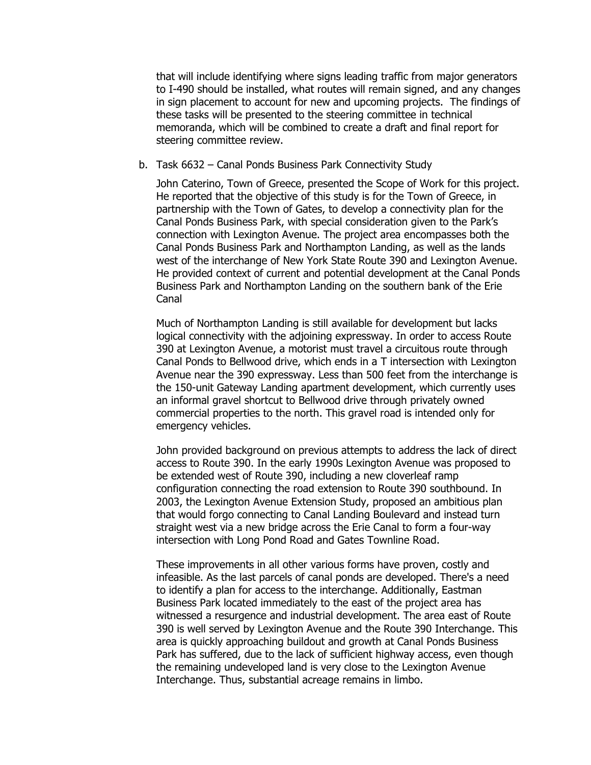that will include identifying where signs leading traffic from major generators to I-490 should be installed, what routes will remain signed, and any changes in sign placement to account for new and upcoming projects. The findings of these tasks will be presented to the steering committee in technical memoranda, which will be combined to create a draft and final report for steering committee review.

b. Task 6632 – Canal Ponds Business Park Connectivity Study

   John Caterino, Town of Greece, presented the Scope of Work for this project. He reported that the objective of this study is for the Town of Greece, in partnership with the Town of Gates, to develop a connectivity plan for the Canal Ponds Business Park, with special consideration given to the Park's connection with Lexington Avenue. The project area encompasses both the Canal Ponds Business Park and Northampton Landing, as well as the lands west of the interchange of New York State Route 390 and Lexington Avenue. He provided context of current and potential development at the Canal Ponds Business Park and Northampton Landing on the southern bank of the Erie Canal

   Much of Northampton Landing is still available for development but lacks logical connectivity with the adjoining expressway. In order to access Route 390 at Lexington Avenue, a motorist must travel a circuitous route through Canal Ponds to Bellwood drive, which ends in a T intersection with Lexington Avenue near the 390 expressway. Less than 500 feet from the interchange is the 150-unit Gateway Landing apartment development, which currently uses an informal gravel shortcut to Bellwood drive through privately owned commercial properties to the north. This gravel road is intended only for emergency vehicles.

   John provided background on previous attempts to address the lack of direct access to Route 390. In the early 1990s Lexington Avenue was proposed to be extended west of Route 390, including a new cloverleaf ramp configuration connecting the road extension to Route 390 southbound. In 2003, the Lexington Avenue Extension Study, proposed an ambitious plan that would forgo connecting to Canal Landing Boulevard and instead turn straight west via a new bridge across the Erie Canal to form a four-way intersection with Long Pond Road and Gates Townline Road.

   These improvements in all other various forms have proven, costly and infeasible. As the last parcels of canal ponds are developed. There's a need to identify a plan for access to the interchange. Additionally, Eastman Business Park located immediately to the east of the project area has witnessed a resurgence and industrial development. The area east of Route 390 is well served by Lexington Avenue and the Route 390 Interchange. This area is quickly approaching buildout and growth at Canal Ponds Business Park has suffered, due to the lack of sufficient highway access, even though the remaining undeveloped land is very close to the Lexington Avenue Interchange. Thus, substantial acreage remains in limbo.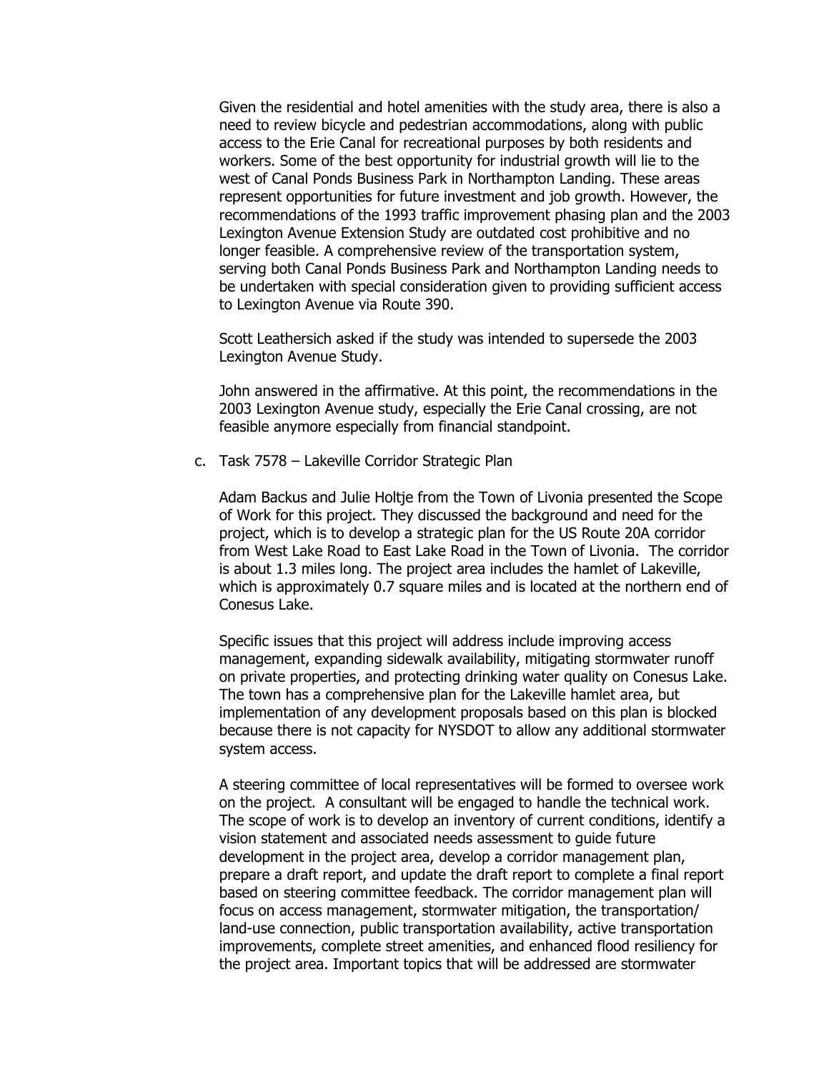Given the residential and hotel amenities with the study area, there is also a need to review bicycle and pedestrian accommodations, along with public access to the Erie Canal for recreational purposes by both residents and workers. Some of the best opportunity for industrial growth will lie to the west of Canal Ponds Business Park in Northampton Landing. These areas represent opportunities for future investment and job growth. However, the recommendations of the 1993 traffic improvement phasing plan and the 2003 Lexington Avenue Extension Study are outdated cost prohibitive and no longer feasible. A comprehensive review of the transportation system, serving both Canal Ponds Business Park and Northampton Landing needs to be undertaken with special consideration given to providing sufficient access to Lexington Avenue via Route 390.

Scott Leathersich asked if the study was intended to supersede the 2003 Lexington Avenue Study.

John answered in the affirmative. At this point, the recommendations in the 2003 Lexington Avenue study, especially the Erie Canal crossing, are not feasible anymore especially from financial standpoint.

c. Task 7578 – Lakeville Corridor Strategic Plan

Adam Backus and Julie Holtje from the Town of Livonia presented the Scope of Work for this project. They discussed the background and need for the project, which is to develop a strategic plan for the US Route 20A corridor from West Lake Road to East Lake Road in the Town of Livonia. The corridor is about 1.3 miles long. The project area includes the hamlet of Lakeville, which is approximately 0.7 square miles and is located at the northern end of Conesus Lake.

Specific issues that this project will address include improving access management, expanding sidewalk availability, mitigating stormwater runoff on private properties, and protecting drinking water quality on Conesus Lake. The town has a comprehensive plan for the Lakeville hamlet area, but implementation of any development proposals based on this plan is blocked because there is not capacity for NYSDOT to allow any additional stormwater system access.

A steering committee of local representatives will be formed to oversee work on the project. A consultant will be engaged to handle the technical work. The scope of work is to develop an inventory of current conditions, identify a vision statement and associated needs assessment to guide future development in the project area, develop a corridor management plan, prepare a draft report, and update the draft report to complete a final report based on steering committee feedback. The corridor management plan will focus on access management, stormwater mitigation, the transportation/ land-use connection, public transportation availability, active transportation improvements, complete street amenities, and enhanced flood resiliency for the project area. Important topics that will be addressed are stormwater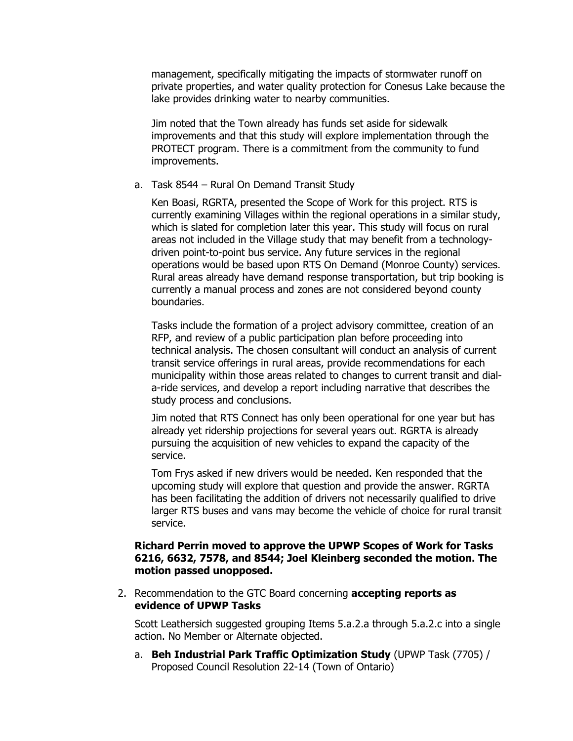management, specifically mitigating the impacts of stormwater runoff on private properties, and water quality protection for Conesus Lake because the lake provides drinking water to nearby communities.

Jim noted that the Town already has funds set aside for sidewalk improvements and that this study will explore implementation through the PROTECT program. There is a commitment from the community to fund improvements.

a. Task 8544 – Rural On Demand Transit Study

Ken Boasi, RGRTA, presented the Scope of Work for this project. RTS is currently examining Villages within the regional operations in a similar study, which is slated for completion later this year. This study will focus on rural areas not included in the Village study that may benefit from a technology-driven point-to-point bus service. Any future services in the regional operations would be based upon RTS On Demand (Monroe County) services. Rural areas already have demand response transportation, but trip booking is currently a manual process and zones are not considered beyond county boundaries.

Tasks include the formation of a project advisory committee, creation of an RFP, and review of a public participation plan before proceeding into technical analysis. The chosen consultant will conduct an analysis of current transit service offerings in rural areas, provide recommendations for each municipality within those areas related to changes to current transit and dial-a-ride services, and develop a report including narrative that describes the study process and conclusions.

Jim noted that RTS Connect has only been operational for one year but has already yet ridership projections for several years out. RGRTA is already pursuing the acquisition of new vehicles to expand the capacity of the service.

Tom Frys asked if new drivers would be needed. Ken responded that the upcoming study will explore that question and provide the answer. RGRTA has been facilitating the addition of drivers not necessarily qualified to drive larger RTS buses and vans may become the vehicle of choice for rural transit service.

**Richard Perrin moved to approve the UPWP Scopes of Work for Tasks 6216, 6632, 7578, and 8544; Joel Kleinberg seconded the motion. The motion passed unopposed.**

2. Recommendation to the GTC Board concerning **accepting reports as evidence of UPWP Tasks**

Scott Leathersich suggested grouping Items 5.a.2.a through 5.a.2.c into a single action. No Member or Alternate objected.

a. **Beh Industrial Park Traffic Optimization Study** (UPWP Task (7705) / Proposed Council Resolution 22-14 (Town of Ontario)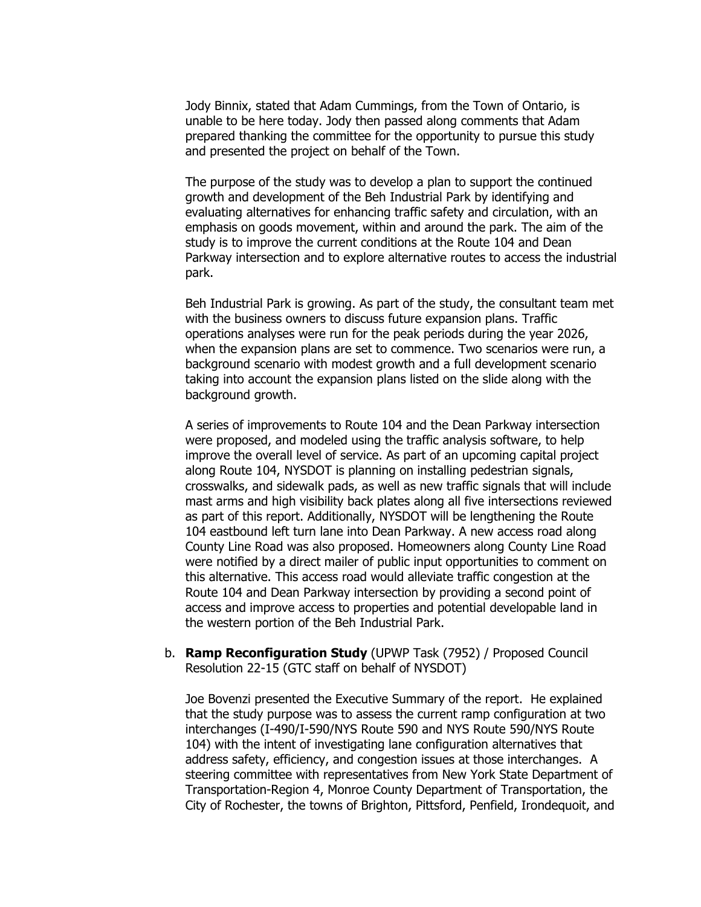Jody Binnix, stated that Adam Cummings, from the Town of Ontario, is unable to be here today. Jody then passed along comments that Adam prepared thanking the committee for the opportunity to pursue this study and presented the project on behalf of the Town.

The purpose of the study was to develop a plan to support the continued growth and development of the Beh Industrial Park by identifying and evaluating alternatives for enhancing traffic safety and circulation, with an emphasis on goods movement, within and around the park. The aim of the study is to improve the current conditions at the Route 104 and Dean Parkway intersection and to explore alternative routes to access the industrial park.

Beh Industrial Park is growing. As part of the study, the consultant team met with the business owners to discuss future expansion plans. Traffic operations analyses were run for the peak periods during the year 2026, when the expansion plans are set to commence. Two scenarios were run, a background scenario with modest growth and a full development scenario taking into account the expansion plans listed on the slide along with the background growth.

A series of improvements to Route 104 and the Dean Parkway intersection were proposed, and modeled using the traffic analysis software, to help improve the overall level of service. As part of an upcoming capital project along Route 104, NYSDOT is planning on installing pedestrian signals, crosswalks, and sidewalk pads, as well as new traffic signals that will include mast arms and high visibility back plates along all five intersections reviewed as part of this report. Additionally, NYSDOT will be lengthening the Route 104 eastbound left turn lane into Dean Parkway. A new access road along County Line Road was also proposed. Homeowners along County Line Road were notified by a direct mailer of public input opportunities to comment on this alternative. This access road would alleviate traffic congestion at the Route 104 and Dean Parkway intersection by providing a second point of access and improve access to properties and potential developable land in the western portion of the Beh Industrial Park.

b. **Ramp Reconfiguration Study** (UPWP Task (7952) / Proposed Council Resolution 22-15 (GTC staff on behalf of NYSDOT)

Joe Bovenzi presented the Executive Summary of the report. He explained that the study purpose was to assess the current ramp configuration at two interchanges (I-490/I-590/NYS Route 590 and NYS Route 590/NYS Route 104) with the intent of investigating lane configuration alternatives that address safety, efficiency, and congestion issues at those interchanges. A steering committee with representatives from New York State Department of Transportation-Region 4, Monroe County Department of Transportation, the City of Rochester, the towns of Brighton, Pittsford, Penfield, Irondequoit, and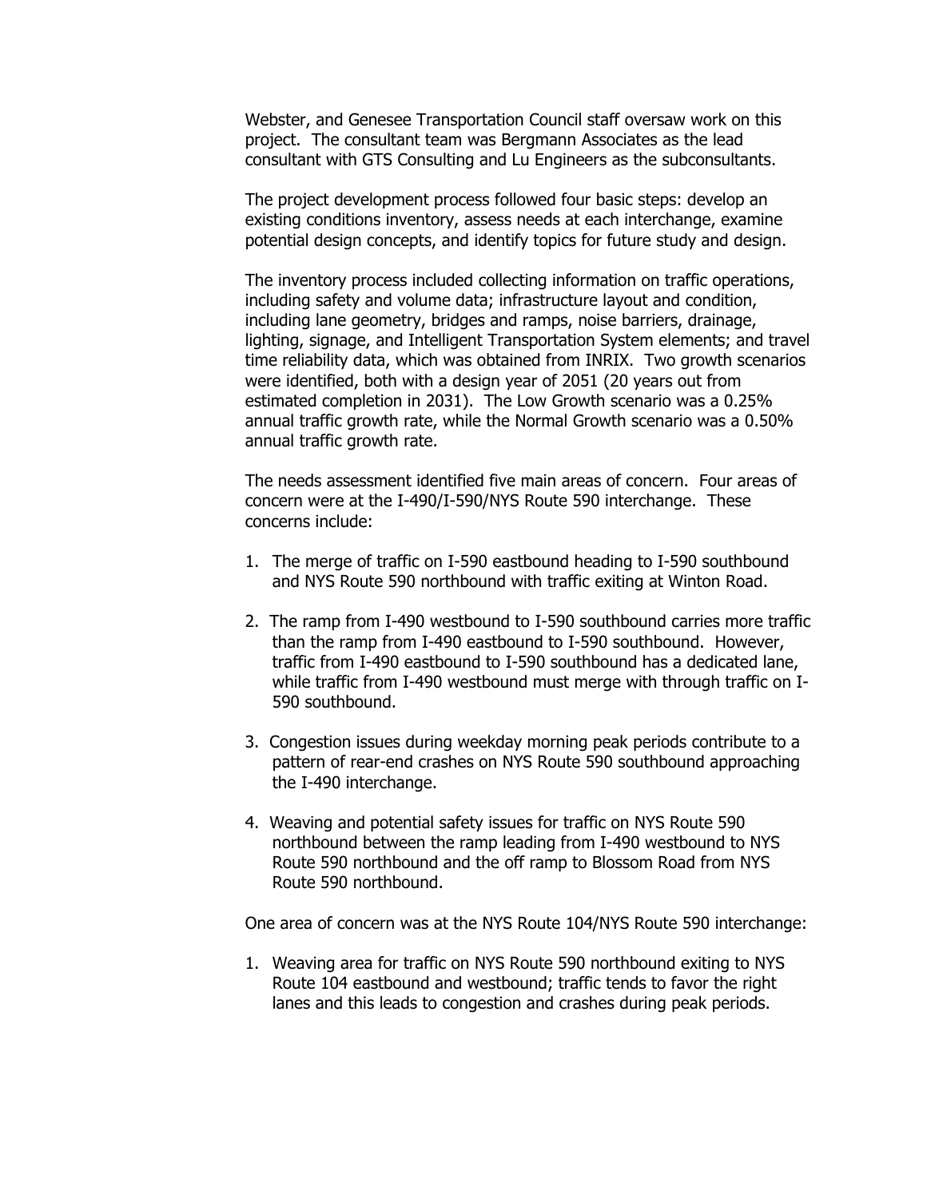Webster, and Genesee Transportation Council staff oversaw work on this project. The consultant team was Bergmann Associates as the lead consultant with GTS Consulting and Lu Engineers as the subconsultants.

The project development process followed four basic steps: develop an existing conditions inventory, assess needs at each interchange, examine potential design concepts, and identify topics for future study and design.

The inventory process included collecting information on traffic operations, including safety and volume data; infrastructure layout and condition, including lane geometry, bridges and ramps, noise barriers, drainage, lighting, signage, and Intelligent Transportation System elements; and travel time reliability data, which was obtained from INRIX. Two growth scenarios were identified, both with a design year of 2051 (20 years out from estimated completion in 2031). The Low Growth scenario was a 0.25% annual traffic growth rate, while the Normal Growth scenario was a 0.50% annual traffic growth rate.

The needs assessment identified five main areas of concern. Four areas of concern were at the I-490/I-590/NYS Route 590 interchange. These concerns include:

1. The merge of traffic on I-590 eastbound heading to I-590 southbound and NYS Route 590 northbound with traffic exiting at Winton Road.

2. The ramp from I-490 westbound to I-590 southbound carries more traffic than the ramp from I-490 eastbound to I-590 southbound. However, traffic from I-490 eastbound to I-590 southbound has a dedicated lane, while traffic from I-490 westbound must merge with through traffic on I-590 southbound.

3. Congestion issues during weekday morning peak periods contribute to a pattern of rear-end crashes on NYS Route 590 southbound approaching the I-490 interchange.

4. Weaving and potential safety issues for traffic on NYS Route 590 northbound between the ramp leading from I-490 westbound to NYS Route 590 northbound and the off ramp to Blossom Road from NYS Route 590 northbound.

One area of concern was at the NYS Route 104/NYS Route 590 interchange:

1. Weaving area for traffic on NYS Route 590 northbound exiting to NYS Route 104 eastbound and westbound; traffic tends to favor the right lanes and this leads to congestion and crashes during peak periods.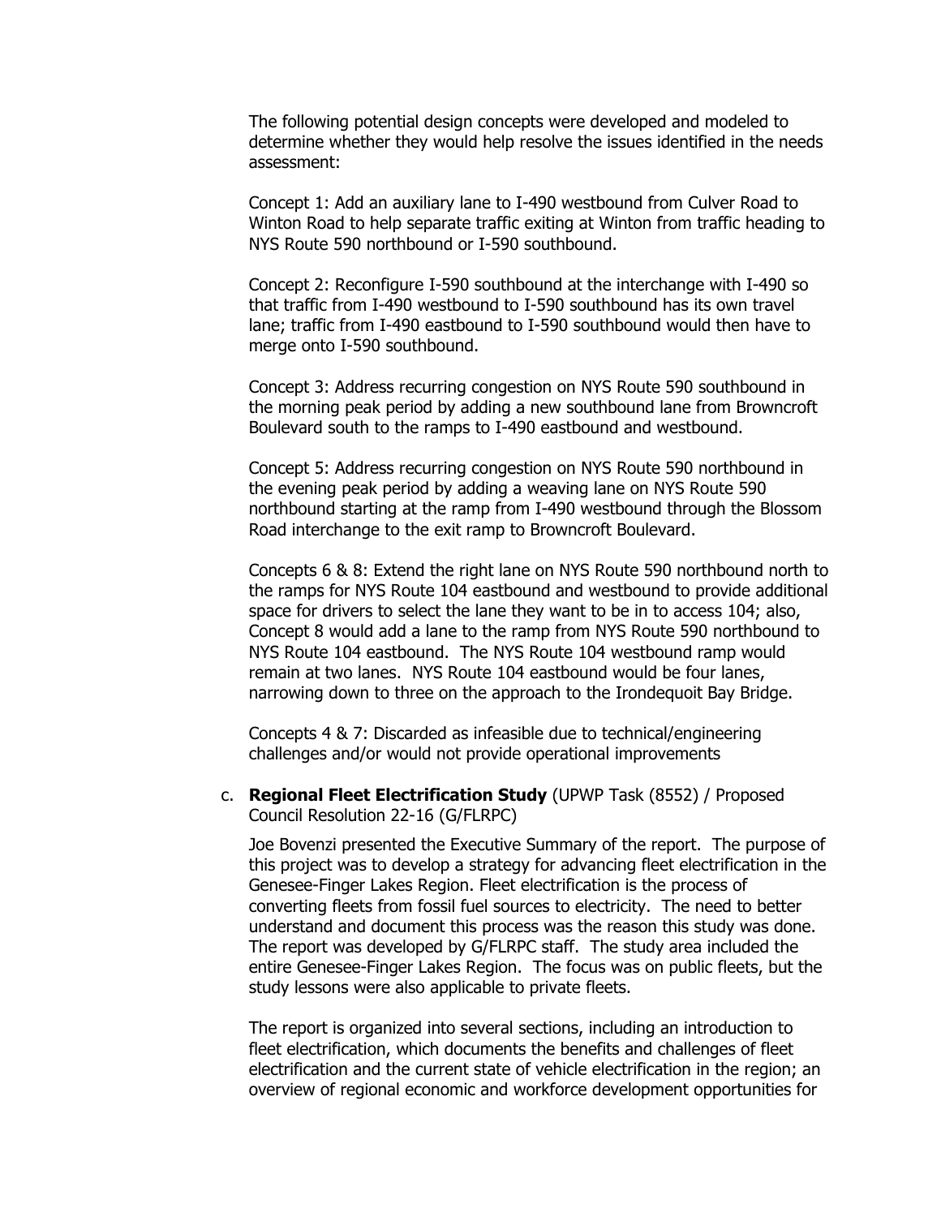The following potential design concepts were developed and modeled to determine whether they would help resolve the issues identified in the needs assessment:

Concept 1: Add an auxiliary lane to I-490 westbound from Culver Road to Winton Road to help separate traffic exiting at Winton from traffic heading to NYS Route 590 northbound or I-590 southbound.

Concept 2: Reconfigure I-590 southbound at the interchange with I-490 so that traffic from I-490 westbound to I-590 southbound has its own travel lane; traffic from I-490 eastbound to I-590 southbound would then have to merge onto I-590 southbound.

Concept 3: Address recurring congestion on NYS Route 590 southbound in the morning peak period by adding a new southbound lane from Browncroft Boulevard south to the ramps to I-490 eastbound and westbound.

Concept 5: Address recurring congestion on NYS Route 590 northbound in the evening peak period by adding a weaving lane on NYS Route 590 northbound starting at the ramp from I-490 westbound through the Blossom Road interchange to the exit ramp to Browncroft Boulevard.

Concepts 6 & 8: Extend the right lane on NYS Route 590 northbound north to the ramps for NYS Route 104 eastbound and westbound to provide additional space for drivers to select the lane they want to be in to access 104; also, Concept 8 would add a lane to the ramp from NYS Route 590 northbound to NYS Route 104 eastbound. The NYS Route 104 westbound ramp would remain at two lanes. NYS Route 104 eastbound would be four lanes, narrowing down to three on the approach to the Irondequoit Bay Bridge.

Concepts 4 & 7: Discarded as infeasible due to technical/engineering challenges and/or would not provide operational improvements

c. **Regional Fleet Electrification Study** (UPWP Task (8552) / Proposed Council Resolution 22-16 (G/FLRPC)

Joe Bovenzi presented the Executive Summary of the report. The purpose of this project was to develop a strategy for advancing fleet electrification in the Genesee-Finger Lakes Region. Fleet electrification is the process of converting fleets from fossil fuel sources to electricity. The need to better understand and document this process was the reason this study was done. The report was developed by G/FLRPC staff. The study area included the entire Genesee-Finger Lakes Region. The focus was on public fleets, but the study lessons were also applicable to private fleets.

The report is organized into several sections, including an introduction to fleet electrification, which documents the benefits and challenges of fleet electrification and the current state of vehicle electrification in the region; an overview of regional economic and workforce development opportunities for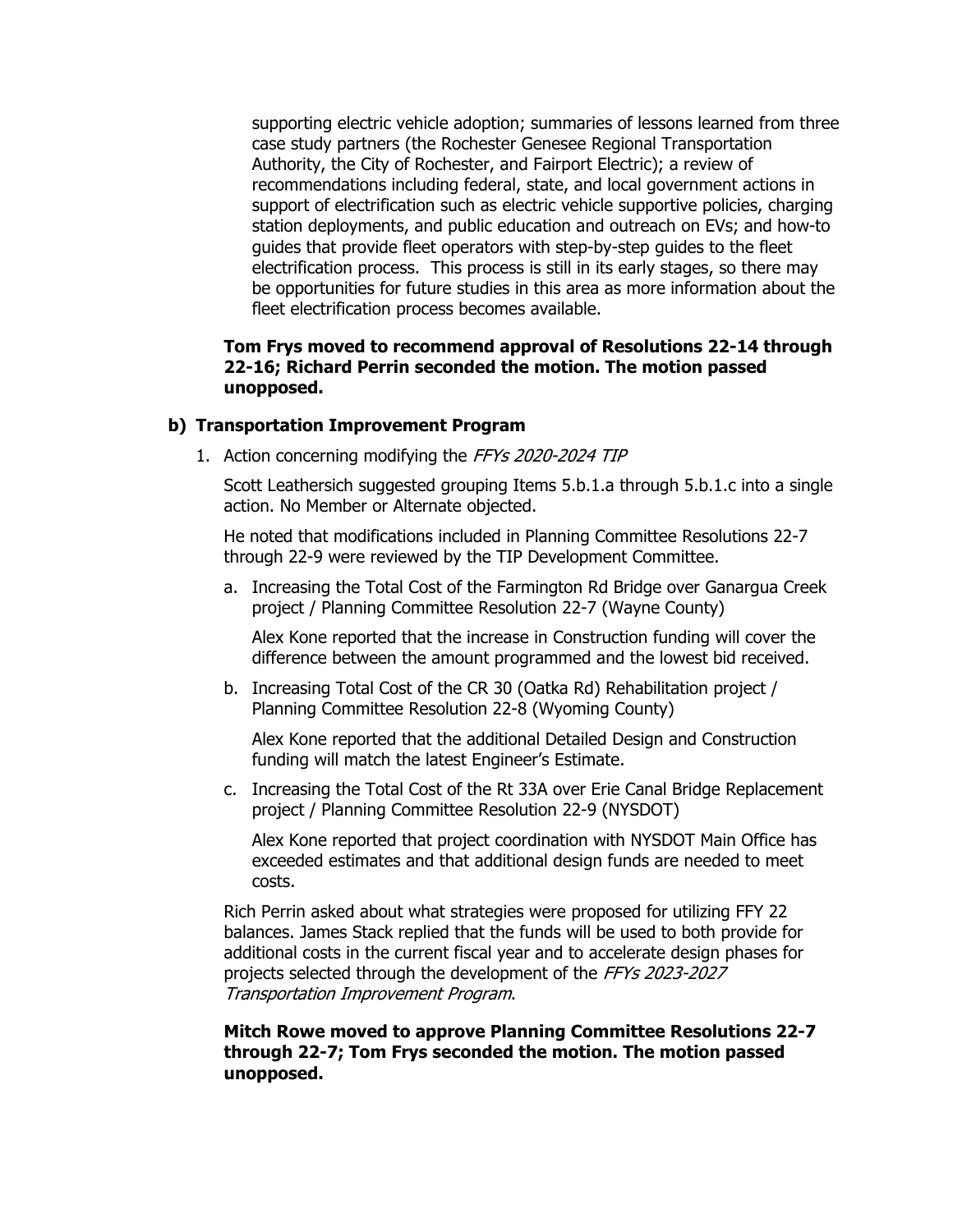supporting electric vehicle adoption; summaries of lessons learned from three case study partners (the Rochester Genesee Regional Transportation Authority, the City of Rochester, and Fairport Electric); a review of recommendations including federal, state, and local government actions in support of electrification such as electric vehicle supportive policies, charging station deployments, and public education and outreach on EVs; and how-to guides that provide fleet operators with step-by-step guides to the fleet electrification process. This process is still in its early stages, so there may be opportunities for future studies in this area as more information about the fleet electrification process becomes available.

**Tom Frys moved to recommend approval of Resolutions 22-14 through 22-16; Richard Perrin seconded the motion. The motion passed unopposed.**

**b) Transportation Improvement Program**

1. Action concerning modifying the *FFYs 2020-2024 TIP*

   Scott Leathersich suggested grouping Items 5.b.1.a through 5.b.1.c into a single action. No Member or Alternate objected.

   He noted that modifications included in Planning Committee Resolutions 22-7 through 22-9 were reviewed by the TIP Development Committee.

   a. Increasing the Total Cost of the Farmington Rd Bridge over Ganargua Creek project / Planning Committee Resolution 22-7 (Wayne County)

      Alex Kone reported that the increase in Construction funding will cover the difference between the amount programmed and the lowest bid received.

   b. Increasing Total Cost of the CR 30 (Oatka Rd) Rehabilitation project / Planning Committee Resolution 22-8 (Wyoming County)

      Alex Kone reported that the additional Detailed Design and Construction funding will match the latest Engineer's Estimate.

   c. Increasing the Total Cost of the Rt 33A over Erie Canal Bridge Replacement project / Planning Committee Resolution 22-9 (NYSDOT)

      Alex Kone reported that project coordination with NYSDOT Main Office has exceeded estimates and that additional design funds are needed to meet costs.

   Rich Perrin asked about what strategies were proposed for utilizing FFY 22 balances. James Stack replied that the funds will be used to both provide for additional costs in the current fiscal year and to accelerate design phases for projects selected through the development of the *FFYs 2023-2027 Transportation Improvement Program*.

   **Mitch Rowe moved to approve Planning Committee Resolutions 22-7 through 22-7; Tom Frys seconded the motion. The motion passed unopposed.**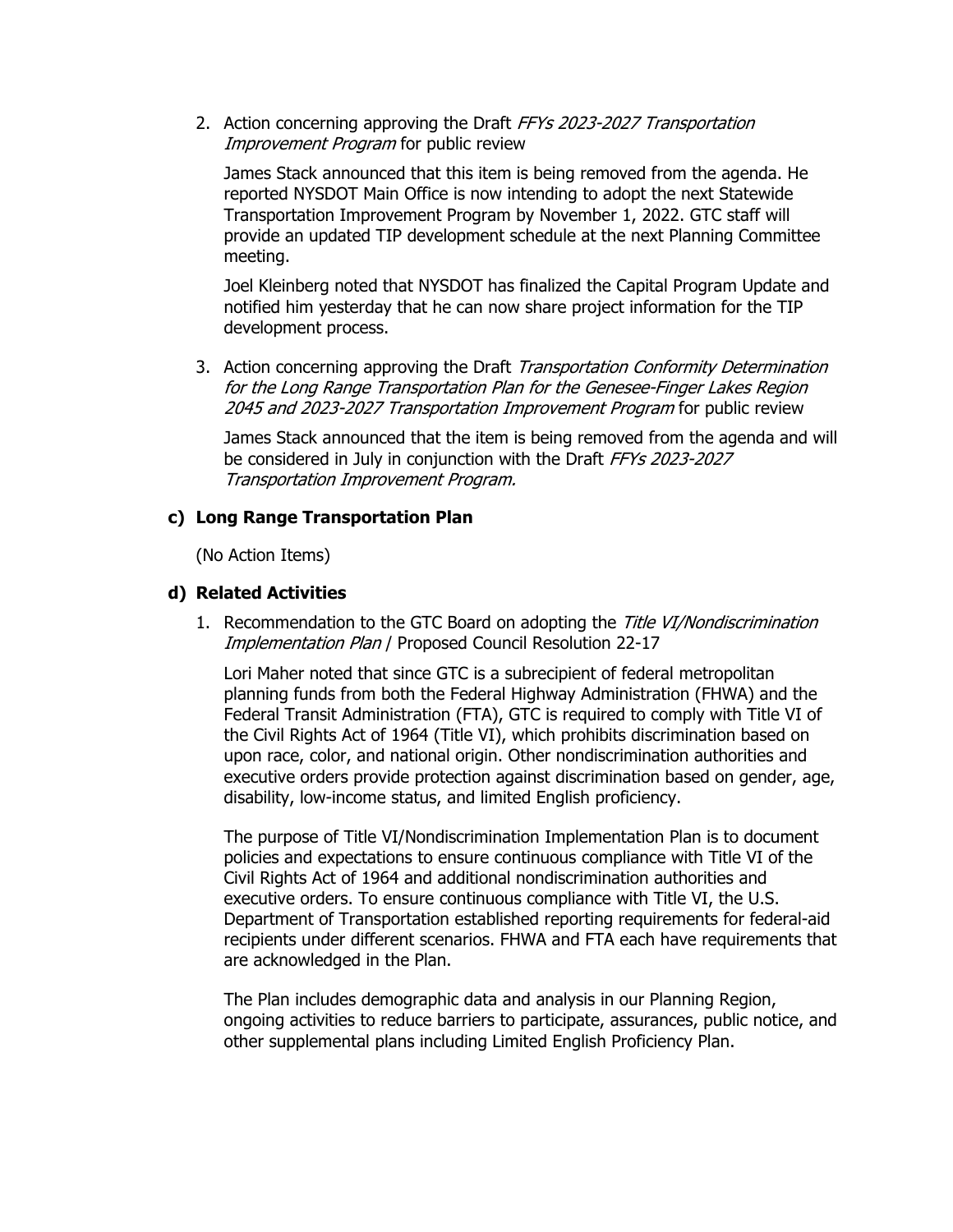2. Action concerning approving the Draft *FFYs 2023-2027 Transportation Improvement Program* for public review

   James Stack announced that this item is being removed from the agenda. He reported NYSDOT Main Office is now intending to adopt the next Statewide Transportation Improvement Program by November 1, 2022. GTC staff will provide an updated TIP development schedule at the next Planning Committee meeting.

   Joel Kleinberg noted that NYSDOT has finalized the Capital Program Update and notified him yesterday that he can now share project information for the TIP development process.

3. Action concerning approving the Draft *Transportation Conformity Determination for the Long Range Transportation Plan for the Genesee-Finger Lakes Region 2045 and 2023-2027 Transportation Improvement Program* for public review

   James Stack announced that the item is being removed from the agenda and will be considered in July in conjunction with the Draft *FFYs 2023-2027 Transportation Improvement Program.*

### c) Long Range Transportation Plan

(No Action Items)

### d) Related Activities

1. Recommendation to the GTC Board on adopting the *Title VI/Nondiscrimination Implementation Plan* / Proposed Council Resolution 22-17

   Lori Maher noted that since GTC is a subrecipient of federal metropolitan planning funds from both the Federal Highway Administration (FHWA) and the Federal Transit Administration (FTA), GTC is required to comply with Title VI of the Civil Rights Act of 1964 (Title VI), which prohibits discrimination based on upon race, color, and national origin. Other nondiscrimination authorities and executive orders provide protection against discrimination based on gender, age, disability, low-income status, and limited English proficiency.

   The purpose of Title VI/Nondiscrimination Implementation Plan is to document policies and expectations to ensure continuous compliance with Title VI of the Civil Rights Act of 1964 and additional nondiscrimination authorities and executive orders. To ensure continuous compliance with Title VI, the U.S. Department of Transportation established reporting requirements for federal-aid recipients under different scenarios. FHWA and FTA each have requirements that are acknowledged in the Plan.

   The Plan includes demographic data and analysis in our Planning Region, ongoing activities to reduce barriers to participate, assurances, public notice, and other supplemental plans including Limited English Proficiency Plan.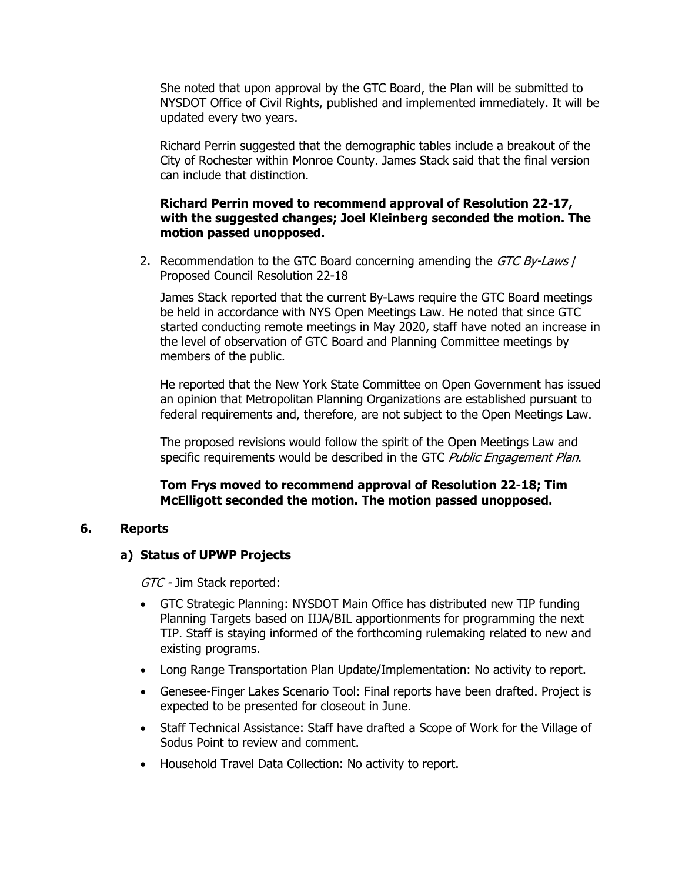She noted that upon approval by the GTC Board, the Plan will be submitted to NYSDOT Office of Civil Rights, published and implemented immediately. It will be updated every two years.

Richard Perrin suggested that the demographic tables include a breakout of the City of Rochester within Monroe County. James Stack said that the final version can include that distinction.

**Richard Perrin moved to recommend approval of Resolution 22-17, with the suggested changes; Joel Kleinberg seconded the motion. The motion passed unopposed.**

2. Recommendation to the GTC Board concerning amending the *GTC By-Laws* / Proposed Council Resolution 22-18

   James Stack reported that the current By-Laws require the GTC Board meetings be held in accordance with NYS Open Meetings Law. He noted that since GTC started conducting remote meetings in May 2020, staff have noted an increase in the level of observation of GTC Board and Planning Committee meetings by members of the public.

   He reported that the New York State Committee on Open Government has issued an opinion that Metropolitan Planning Organizations are established pursuant to federal requirements and, therefore, are not subject to the Open Meetings Law.

   The proposed revisions would follow the spirit of the Open Meetings Law and specific requirements would be described in the GTC *Public Engagement Plan*.

   **Tom Frys moved to recommend approval of Resolution 22-18; Tim McElligott seconded the motion. The motion passed unopposed.**

## 6. Reports

### a) Status of UPWP Projects

*GTC* - Jim Stack reported:

- GTC Strategic Planning: NYSDOT Main Office has distributed new TIP funding Planning Targets based on IIJA/BIL apportionments for programming the next TIP. Staff is staying informed of the forthcoming rulemaking related to new and existing programs.
- Long Range Transportation Plan Update/Implementation: No activity to report.
- Genesee-Finger Lakes Scenario Tool: Final reports have been drafted. Project is expected to be presented for closeout in June.
- Staff Technical Assistance: Staff have drafted a Scope of Work for the Village of Sodus Point to review and comment.
- Household Travel Data Collection: No activity to report.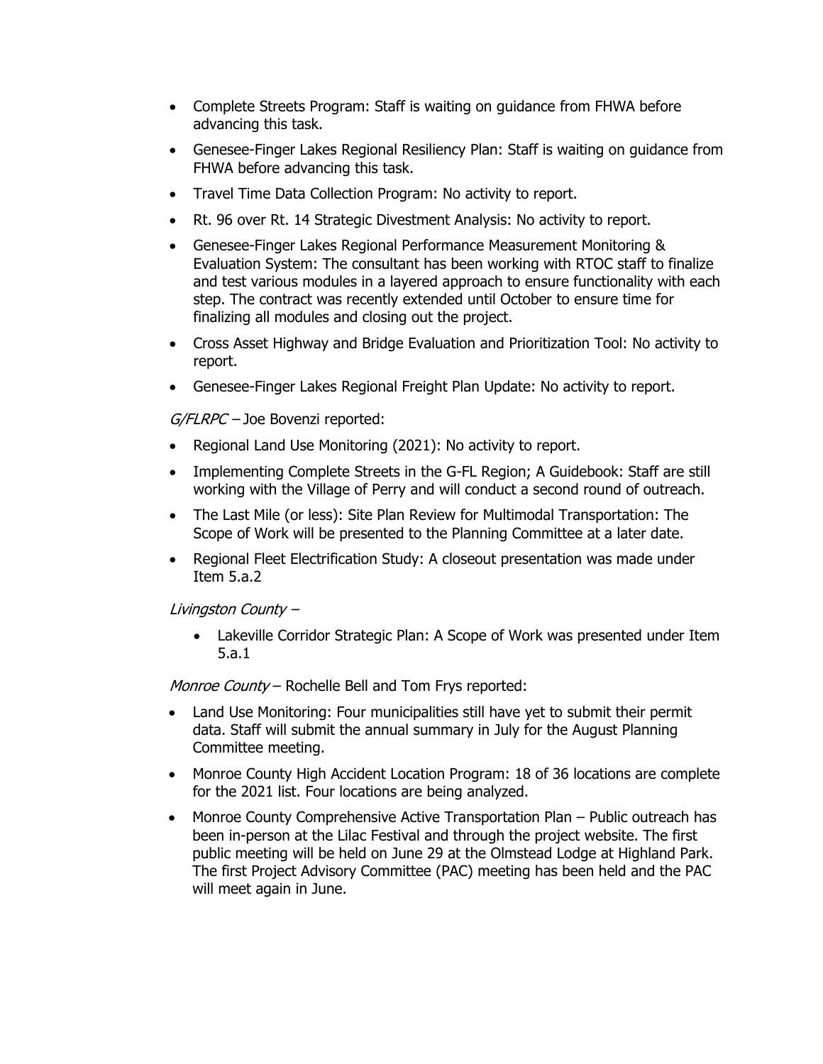- Complete Streets Program: Staff is waiting on guidance from FHWA before advancing this task.
- Genesee-Finger Lakes Regional Resiliency Plan: Staff is waiting on guidance from FHWA before advancing this task.
- Travel Time Data Collection Program: No activity to report.
- Rt. 96 over Rt. 14 Strategic Divestment Analysis: No activity to report.
- Genesee-Finger Lakes Regional Performance Measurement Monitoring & Evaluation System: The consultant has been working with RTOC staff to finalize and test various modules in a layered approach to ensure functionality with each step. The contract was recently extended until October to ensure time for finalizing all modules and closing out the project.
- Cross Asset Highway and Bridge Evaluation and Prioritization Tool: No activity to report.
- Genesee-Finger Lakes Regional Freight Plan Update: No activity to report.

*G/FLRPC* – Joe Bovenzi reported:

- Regional Land Use Monitoring (2021): No activity to report.
- Implementing Complete Streets in the G-FL Region; A Guidebook: Staff are still working with the Village of Perry and will conduct a second round of outreach.
- The Last Mile (or less): Site Plan Review for Multimodal Transportation: The Scope of Work will be presented to the Planning Committee at a later date.
- Regional Fleet Electrification Study: A closeout presentation was made under Item 5.a.2

*Livingston County* –

- Lakeville Corridor Strategic Plan: A Scope of Work was presented under Item 5.a.1

*Monroe County* – Rochelle Bell and Tom Frys reported:

- Land Use Monitoring: Four municipalities still have yet to submit their permit data. Staff will submit the annual summary in July for the August Planning Committee meeting.
- Monroe County High Accident Location Program: 18 of 36 locations are complete for the 2021 list. Four locations are being analyzed.
- Monroe County Comprehensive Active Transportation Plan – Public outreach has been in-person at the Lilac Festival and through the project website. The first public meeting will be held on June 29 at the Olmstead Lodge at Highland Park. The first Project Advisory Committee (PAC) meeting has been held and the PAC will meet again in June.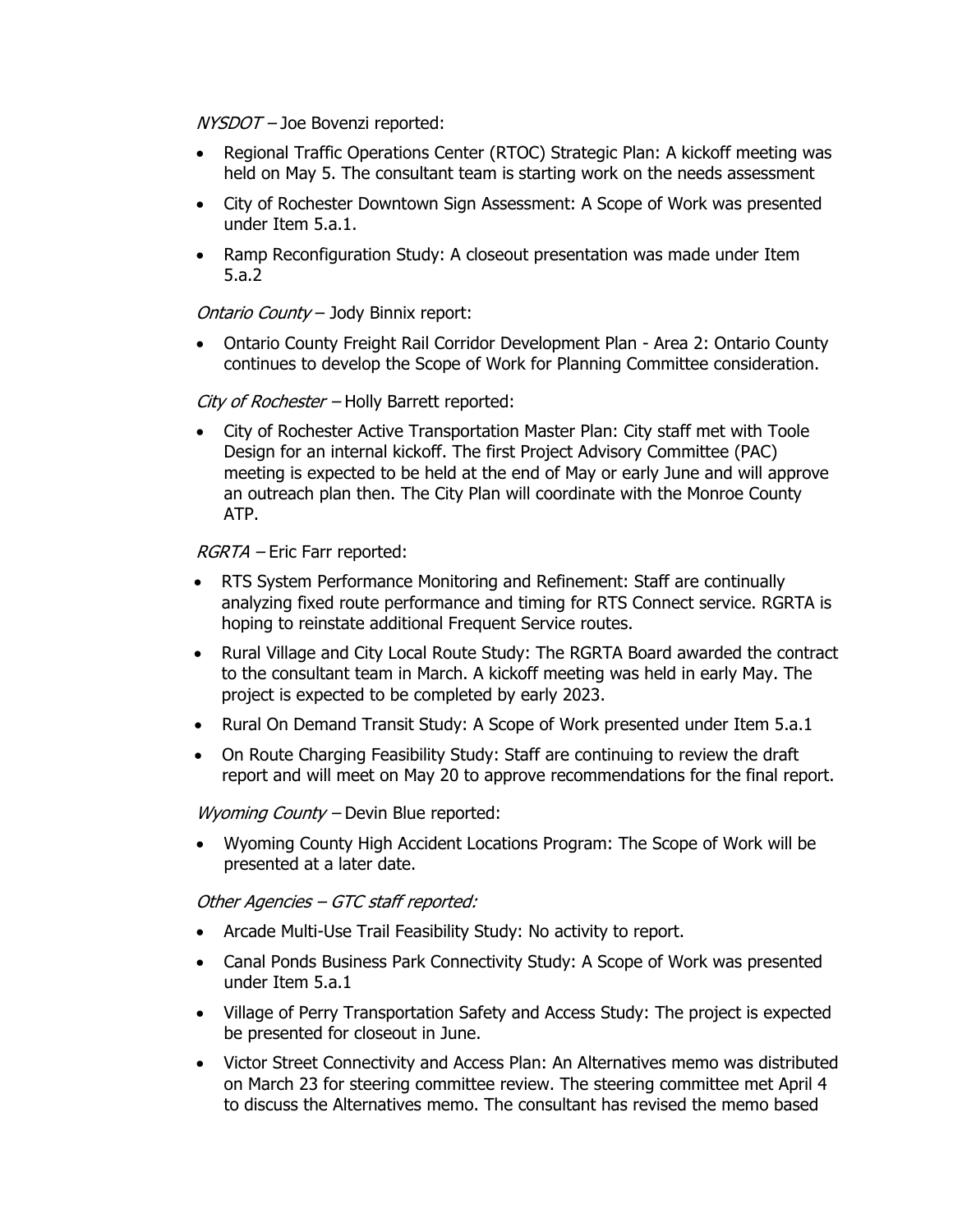*NYSDOT* – Joe Bovenzi reported:

- Regional Traffic Operations Center (RTOC) Strategic Plan: A kickoff meeting was held on May 5. The consultant team is starting work on the needs assessment
- City of Rochester Downtown Sign Assessment: A Scope of Work was presented under Item 5.a.1.
- Ramp Reconfiguration Study: A closeout presentation was made under Item 5.a.2

*Ontario County* – Jody Binnix report:

- Ontario County Freight Rail Corridor Development Plan - Area 2: Ontario County continues to develop the Scope of Work for Planning Committee consideration.

*City of Rochester* – Holly Barrett reported:

- City of Rochester Active Transportation Master Plan: City staff met with Toole Design for an internal kickoff. The first Project Advisory Committee (PAC) meeting is expected to be held at the end of May or early June and will approve an outreach plan then. The City Plan will coordinate with the Monroe County ATP.

*RGRTA* – Eric Farr reported:

- RTS System Performance Monitoring and Refinement: Staff are continually analyzing fixed route performance and timing for RTS Connect service. RGRTA is hoping to reinstate additional Frequent Service routes.
- Rural Village and City Local Route Study: The RGRTA Board awarded the contract to the consultant team in March. A kickoff meeting was held in early May. The project is expected to be completed by early 2023.
- Rural On Demand Transit Study: A Scope of Work presented under Item 5.a.1
- On Route Charging Feasibility Study: Staff are continuing to review the draft report and will meet on May 20 to approve recommendations for the final report.

*Wyoming County* – Devin Blue reported:

- Wyoming County High Accident Locations Program: The Scope of Work will be presented at a later date.

*Other Agencies – GTC staff reported:*

- Arcade Multi-Use Trail Feasibility Study: No activity to report.
- Canal Ponds Business Park Connectivity Study: A Scope of Work was presented under Item 5.a.1
- Village of Perry Transportation Safety and Access Study: The project is expected be presented for closeout in June.
- Victor Street Connectivity and Access Plan: An Alternatives memo was distributed on March 23 for steering committee review. The steering committee met April 4 to discuss the Alternatives memo. The consultant has revised the memo based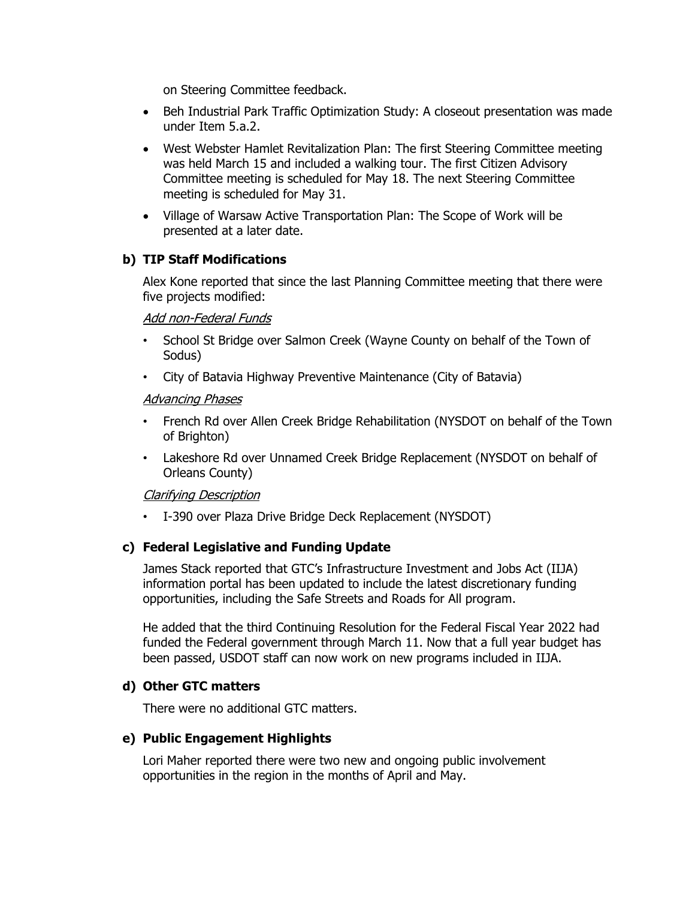on Steering Committee feedback.

- Beh Industrial Park Traffic Optimization Study: A closeout presentation was made under Item 5.a.2.
- West Webster Hamlet Revitalization Plan: The first Steering Committee meeting was held March 15 and included a walking tour. The first Citizen Advisory Committee meeting is scheduled for May 18. The next Steering Committee meeting is scheduled for May 31.
- Village of Warsaw Active Transportation Plan: The Scope of Work will be presented at a later date.

**b) TIP Staff Modifications**

Alex Kone reported that since the last Planning Committee meeting that there were five projects modified:

*Add non-Federal Funds*

- School St Bridge over Salmon Creek (Wayne County on behalf of the Town of Sodus)
- City of Batavia Highway Preventive Maintenance (City of Batavia)

*Advancing Phases*

- French Rd over Allen Creek Bridge Rehabilitation (NYSDOT on behalf of the Town of Brighton)
- Lakeshore Rd over Unnamed Creek Bridge Replacement (NYSDOT on behalf of Orleans County)

*Clarifying Description*

- I-390 over Plaza Drive Bridge Deck Replacement (NYSDOT)

**c) Federal Legislative and Funding Update**

James Stack reported that GTC's Infrastructure Investment and Jobs Act (IIJA) information portal has been updated to include the latest discretionary funding opportunities, including the Safe Streets and Roads for All program.

He added that the third Continuing Resolution for the Federal Fiscal Year 2022 had funded the Federal government through March 11. Now that a full year budget has been passed, USDOT staff can now work on new programs included in IIJA.

**d) Other GTC matters**

There were no additional GTC matters.

**e) Public Engagement Highlights**

Lori Maher reported there were two new and ongoing public involvement opportunities in the region in the months of April and May.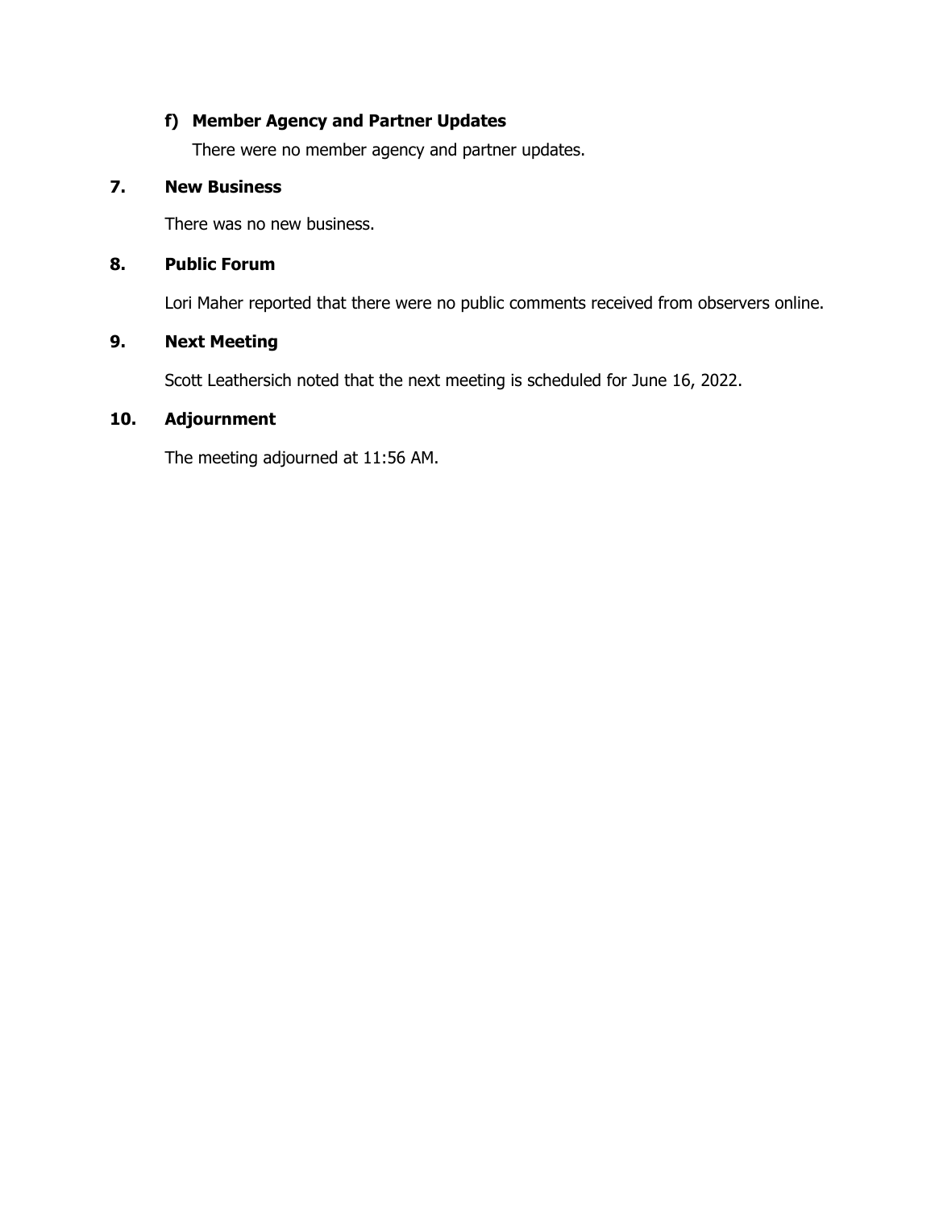### f) Member Agency and Partner Updates

There were no member agency and partner updates.

## 7. New Business

There was no new business.

## 8. Public Forum

Lori Maher reported that there were no public comments received from observers online.

## 9. Next Meeting

Scott Leathersich noted that the next meeting is scheduled for June 16, 2022.

## 10. Adjournment

The meeting adjourned at 11:56 AM.